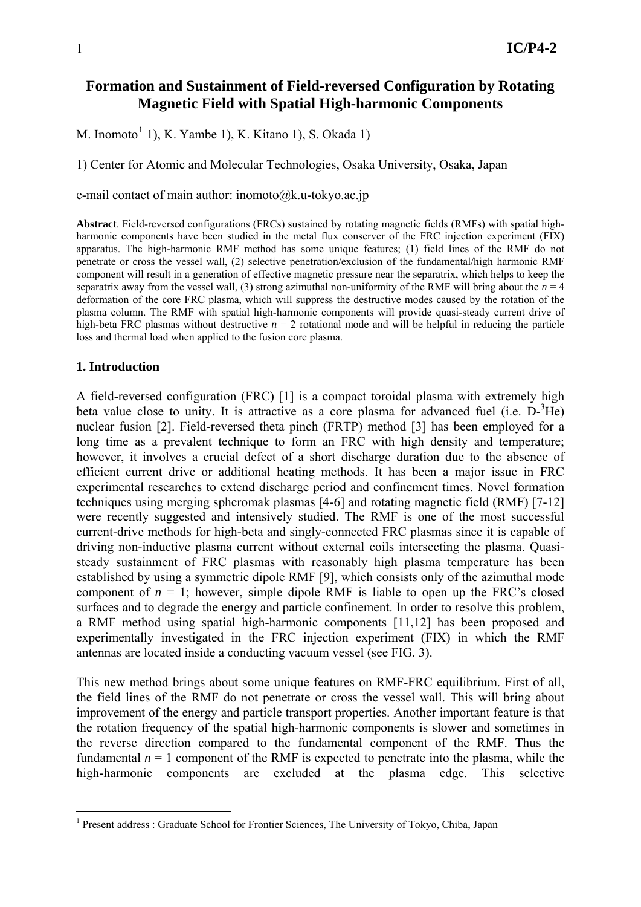# Formation and Sustainment of Field-reversed Configuration by Rotating Magnetic Field with Spatial High-harmonic Components

M. Inomoto[1] 1), K. Yambe 1), K. Kitano 1), S. Okada 1)

1) Center for Atomic and Molecular Technologies, Osaka University, Osaka, Japan

e-mail contact of main author: inomoto@k.u-tokyo.ac.jp

**Abstract**. Field-reversed configurations (FRCs) sustained by rotating magnetic fields (RMFs) with spatial high-harmonic components have been studied in the metal flux conserver of the FRC injection experiment (FIX) apparatus. The high-harmonic RMF method has some unique features; (1) field lines of the RMF do not penetrate or cross the vessel wall, (2) selective penetration/exclusion of the fundamental/high harmonic RMF component will result in a generation of effective magnetic pressure near the separatrix, which helps to keep the separatrix away from the vessel wall, (3) strong azimuthal non-uniformity of the RMF will bring about the $n = 4$ deformation of the core FRC plasma, which will suppress the destructive modes caused by the rotation of the plasma column. The RMF with spatial high-harmonic components will provide quasi-steady current drive of high-beta FRC plasmas without destructive $n = 2$ rotational mode and will be helpful in reducing the particle loss and thermal load when applied to the fusion core plasma.

## 1. Introduction

A field-reversed configuration (FRC) [1] is a compact toroidal plasma with extremely high beta value close to unity. It is attractive as a core plasma for advanced fuel (i.e. D-$^3$He) nuclear fusion [2]. Field-reversed theta pinch (FRTP) method [3] has been employed for a long time as a prevalent technique to form an FRC with high density and temperature; however, it involves a crucial defect of a short discharge duration due to the absence of efficient current drive or additional heating methods. It has been a major issue in FRC experimental researches to extend discharge period and confinement times. Novel formation techniques using merging spheromak plasmas [4-6] and rotating magnetic field (RMF) [7-12] were recently suggested and intensively studied. The RMF is one of the most successful current-drive methods for high-beta and singly-connected FRC plasmas since it is capable of driving non-inductive plasma current without external coils intersecting the plasma. Quasi-steady sustainment of FRC plasmas with reasonably high plasma temperature has been established by using a symmetric dipole RMF [9], which consists only of the azimuthal mode component of $n = 1$; however, simple dipole RMF is liable to open up the FRC's closed surfaces and to degrade the energy and particle confinement. In order to resolve this problem, a RMF method using spatial high-harmonic components [11,12] has been proposed and experimentally investigated in the FRC injection experiment (FIX) in which the RMF antennas are located inside a conducting vacuum vessel (see FIG. 3).

This new method brings about some unique features on RMF-FRC equilibrium. First of all, the field lines of the RMF do not penetrate or cross the vessel wall. This will bring about improvement of the energy and particle transport properties. Another important feature is that the rotation frequency of the spatial high-harmonic components is slower and sometimes in the reverse direction compared to the fundamental component of the RMF. Thus the fundamental $n = 1$ component of the RMF is expected to penetrate into the plasma, while the high-harmonic components are excluded at the plasma edge. This selective

[1] Present address : Graduate School for Frontier Sciences, The University of Tokyo, Chiba, Japan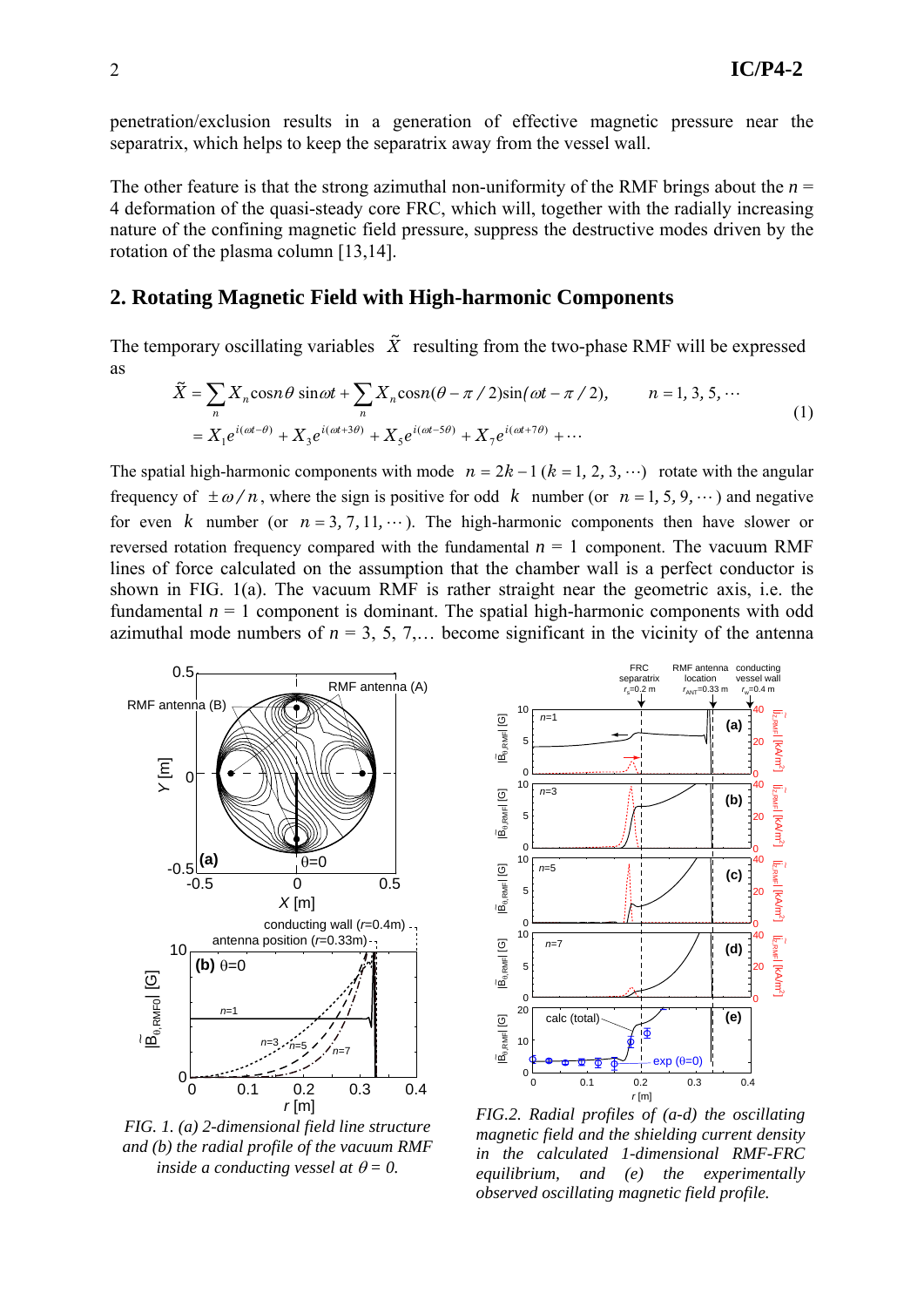penetration/exclusion results in a generation of effective magnetic pressure near the separatrix, which helps to keep the separatrix away from the vessel wall.

The other feature is that the strong azimuthal non-uniformity of the RMF brings about the $n$ = 4 deformation of the quasi-steady core FRC, which will, together with the radially increasing nature of the confining magnetic field pressure, suppress the destructive modes driven by the rotation of the plasma column [13,14].

## 2. Rotating Magnetic Field with High-harmonic Components

The temporary oscillating variables $\tilde{X}$ resulting from the two-phase RMF will be expressed as

$$\begin{aligned}\tilde{X} &= \sum_n X_n \cos n\theta \sin\omega t + \sum_n X_n \cos n(\theta - \pi/2)\sin(\omega t - \pi/2), \qquad n = 1, 3, 5, \cdots \\ &= X_1 e^{i(\omega t - \theta)} + X_3 e^{i(\omega t + 3\theta)} + X_5 e^{i(\omega t - 5\theta)} + X_7 e^{i(\omega t + 7\theta)} + \cdots\end{aligned} \tag{1}$$

The spatial high-harmonic components with mode $n = 2k - 1$ $(k = 1, 2, 3, \cdots)$ rotate with the angular frequency of $\pm\omega/n$, where the sign is positive for odd $k$ number (or $n = 1, 5, 9, \cdots$) and negative for even $k$ number (or $n = 3, 7, 11, \cdots$). The high-harmonic components then have slower or reversed rotation frequency compared with the fundamental $n$ = 1 component. The vacuum RMF lines of force calculated on the assumption that the chamber wall is a perfect conductor is shown in FIG. 1(a). The vacuum RMF is rather straight near the geometric axis, i.e. the fundamental $n$ = 1 component is dominant. The spatial high-harmonic components with odd azimuthal mode numbers of $n$ = 3, 5, 7,… become significant in the vicinity of the antenna

*FIG. 1. (a) 2-dimensional field line structure and (b) the radial profile of the vacuum RMF inside a conducting vessel at $\theta$ = 0.*

*FIG.2. Radial profiles of (a-d) the oscillating magnetic field and the shielding current density in the calculated 1-dimensional RMF-FRC equilibrium, and (e) the experimentally observed oscillating magnetic field profile.*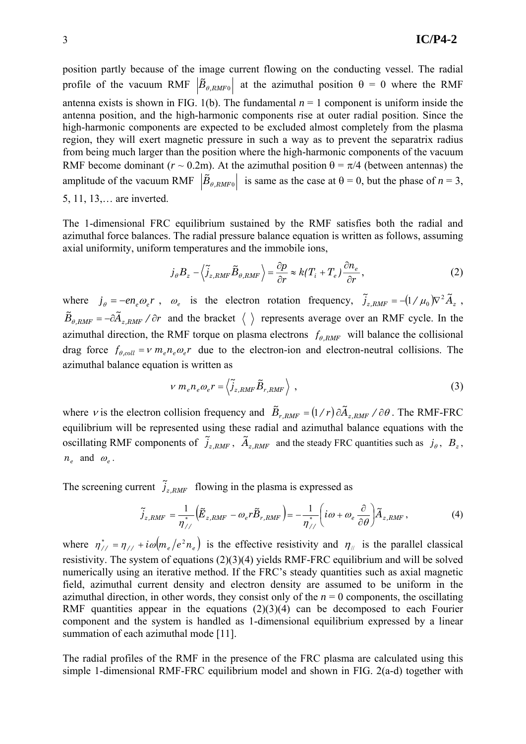position partly because of the image current flowing on the conducting vessel. The radial profile of the vacuum RMF $\left|\tilde{B}_{\theta,RMF0}\right|$ at the azimuthal position θ = 0 where the RMF antenna exists is shown in FIG. 1(b). The fundamental $n$ = 1 component is uniform inside the antenna position, and the high-harmonic components rise at outer radial position. Since the high-harmonic components are expected to be excluded almost completely from the plasma region, they will exert magnetic pressure in such a way as to prevent the separatrix radius from being much larger than the position where the high-harmonic components of the vacuum RMF become dominant ($r$ ~ 0.2m). At the azimuthal position θ = π/4 (between antennas) the amplitude of the vacuum RMF $\left|\tilde{B}_{\theta,RMF0}\right|$ is same as the case at θ = 0, but the phase of $n$ = 3, 5, 11, 13,… are inverted.

The 1-dimensional FRC equilibrium sustained by the RMF satisfies both the radial and azimuthal force balances. The radial pressure balance equation is written as follows, assuming axial uniformity, uniform temperatures and the immobile ions,

$$j_\theta B_z - \left\langle \tilde{j}_{z,RMF} \tilde{B}_{\theta,RMF} \right\rangle = \frac{\partial p}{\partial r} \approx k(T_i + T_e)\frac{\partial n_e}{\partial r}, \tag{2}$$

where $j_\theta = -en_e\omega_e r$ , $\omega_e$ is the electron rotation frequency, $\tilde{j}_{z,RMF} = -(1/\mu_0)\nabla^2 \tilde{A}_z$ , $\tilde{B}_{\theta,RMF} = -\partial \tilde{A}_{z,RMF} / \partial r$ and the bracket $\langle\ \rangle$ represents average over an RMF cycle. In the azimuthal direction, the RMF torque on plasma electrons $f_{\theta,RMF}$ will balance the collisional drag force $f_{\theta,coll} = \nu\, m_e n_e \omega_e r$ due to the electron-ion and electron-neutral collisions. The azimuthal balance equation is written as

$$\nu\, m_e n_e \omega_e r = \left\langle \tilde{j}_{z,RMF} \tilde{B}_{r,RMF} \right\rangle , \tag{3}$$

where $\nu$ is the electron collision frequency and $\tilde{B}_{r,RMF} = (1/r)\,\partial \tilde{A}_{z,RMF} / \partial\theta$ . The RMF-FRC equilibrium will be represented using these radial and azimuthal balance equations with the oscillating RMF components of $\tilde{j}_{z,RMF}$ , $\tilde{A}_{z,RMF}$ and the steady FRC quantities such as $j_\theta$ , $B_z$ , $n_e$ and $\omega_e$ .

The screening current $\tilde{j}_{z,RMF}$ flowing in the plasma is expressed as

$$\tilde{j}_{z,RMF} = \frac{1}{\eta_{//}^*}\left(\tilde{E}_{z,RMF} - \omega_e r \tilde{B}_{r,RMF}\right) = -\frac{1}{\eta_{//}^*}\left(i\omega + \omega_e \frac{\partial}{\partial\theta}\right)\tilde{A}_{z,RMF}, \tag{4}$$

where $\eta_{//}^* = \eta_{//} + i\omega\left(m_e / e^2 n_e\right)$ is the effective resistivity and $\eta_{//}$ is the parallel classical resistivity. The system of equations (2)(3)(4) yields RMF-FRC equilibrium and will be solved numerically using an iterative method. If the FRC's steady quantities such as axial magnetic field, azimuthal current density and electron density are assumed to be uniform in the azimuthal direction, in other words, they consist only of the $n$ = 0 components, the oscillating RMF quantities appear in the equations (2)(3)(4) can be decomposed to each Fourier component and the system is handled as 1-dimensional equilibrium expressed by a linear summation of each azimuthal mode [11].

The radial profiles of the RMF in the presence of the FRC plasma are calculated using this simple 1-dimensional RMF-FRC equilibrium model and shown in FIG. 2(a-d) together with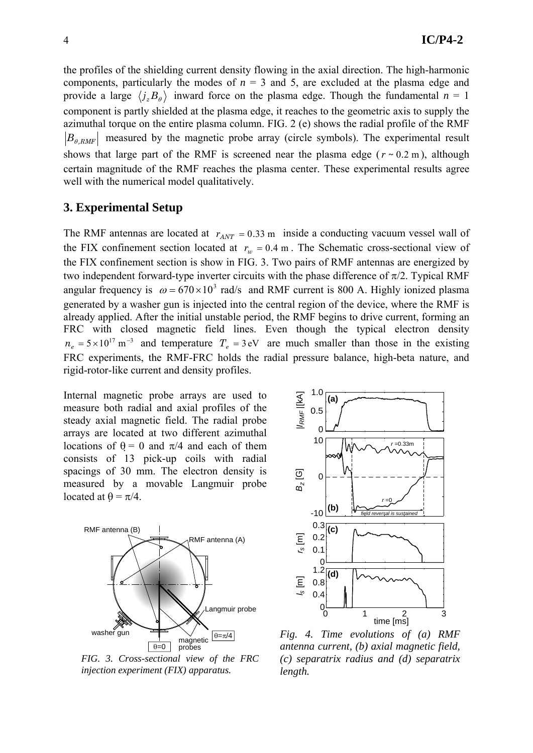the profiles of the shielding current density flowing in the axial direction. The high-harmonic components, particularly the modes of $n$ = 3 and 5, are excluded at the plasma edge and provide a large $\langle j_z B_\theta \rangle$ inward force on the plasma edge. Though the fundamental $n$ = 1 component is partly shielded at the plasma edge, it reaches to the geometric axis to supply the azimuthal torque on the entire plasma column. FIG. 2 (e) shows the radial profile of the RMF $|B_{\theta,RMF}|$ measured by the magnetic probe array (circle symbols). The experimental result shows that large part of the RMF is screened near the plasma edge ($r \sim 0.2$ m), although certain magnitude of the RMF reaches the plasma center. These experimental results agree well with the numerical model qualitatively.

## 3. Experimental Setup

The RMF antennas are located at $r_{ANT} = 0.33$ m inside a conducting vacuum vessel wall of the FIX confinement section located at $r_w = 0.4$ m. The Schematic cross-sectional view of the FIX confinement section is show in FIG. 3. Two pairs of RMF antennas are energized by two independent forward-type inverter circuits with the phase difference of $\pi/2$. Typical RMF angular frequency is $\omega = 670 \times 10^3$ rad/s and RMF current is 800 A. Highly ionized plasma generated by a washer gun is injected into the central region of the device, where the RMF is already applied. After the initial unstable period, the RMF begins to drive current, forming an FRC with closed magnetic field lines. Even though the typical electron density $n_e = 5 \times 10^{17}$ m$^{-3}$ and temperature $T_e = 3$ eV are much smaller than those in the existing FRC experiments, the RMF-FRC holds the radial pressure balance, high-beta nature, and rigid-rotor-like current and density profiles.

Internal magnetic probe arrays are used to measure both radial and axial profiles of the steady axial magnetic field. The radial probe arrays are located at two different azimuthal locations of $\theta = 0$ and $\pi/4$ and each of them consists of 13 pick-up coils with radial spacings of 30 mm. The electron density is measured by a movable Langmuir probe located at $\theta = \pi/4$.

*FIG. 3. Cross-sectional view of the FRC injection experiment (FIX) apparatus.*

*Fig. 4. Time evolutions of (a) RMF antenna current, (b) axial magnetic field, (c) separatrix radius and (d) separatrix length.*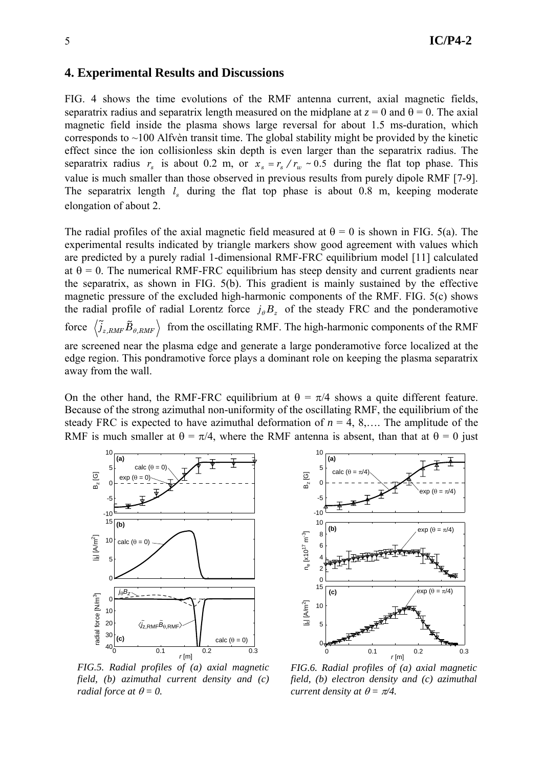## 4. Experimental Results and Discussions

FIG. 4 shows the time evolutions of the RMF antenna current, axial magnetic fields, separatrix radius and separatrix length measured on the midplane at $z = 0$ and $\theta = 0$. The axial magnetic field inside the plasma shows large reversal for about 1.5 ms-duration, which corresponds to ~100 Alfvèn transit time. The global stability might be provided by the kinetic effect since the ion collisionless skin depth is even larger than the separatrix radius. The separatrix radius $r_s$ is about 0.2 m, or $x_s = r_s / r_w \sim 0.5$ during the flat top phase. This value is much smaller than those observed in previous results from purely dipole RMF [7-9]. The separatrix length $l_s$ during the flat top phase is about 0.8 m, keeping moderate elongation of about 2.

The radial profiles of the axial magnetic field measured at $\theta = 0$ is shown in FIG. 5(a). The experimental results indicated by triangle markers show good agreement with values which are predicted by a purely radial 1-dimensional RMF-FRC equilibrium model [11] calculated at $\theta = 0$. The numerical RMF-FRC equilibrium has steep density and current gradients near the separatrix, as shown in FIG. 5(b). This gradient is mainly sustained by the effective magnetic pressure of the excluded high-harmonic components of the RMF. FIG. 5(c) shows the radial profile of radial Lorentz force $j_\theta B_z$ of the steady FRC and the ponderamotive force $\left\langle \tilde{j}_{z,RMF} \tilde{B}_{\theta,RMF} \right\rangle$ from the oscillating RMF. The high-harmonic components of the RMF are screened near the plasma edge and generate a large ponderamotive force localized at the edge region. This pondramotive force plays a dominant role on keeping the plasma separatrix away from the wall.

On the other hand, the RMF-FRC equilibrium at $\theta = \pi/4$ shows a quite different feature. Because of the strong azimuthal non-uniformity of the oscillating RMF, the equilibrium of the steady FRC is expected to have azimuthal deformation of $n = 4, 8, \ldots$. The amplitude of the RMF is much smaller at $\theta = \pi/4$, where the RMF antenna is absent, than that at $\theta = 0$ just

*FIG.5. Radial profiles of (a) axial magnetic field, (b) azimuthal current density and (c) radial force at $\theta = 0$.*

*FIG.6. Radial profiles of (a) axial magnetic field, (b) electron density and (c) azimuthal current density at $\theta = \pi/4$.*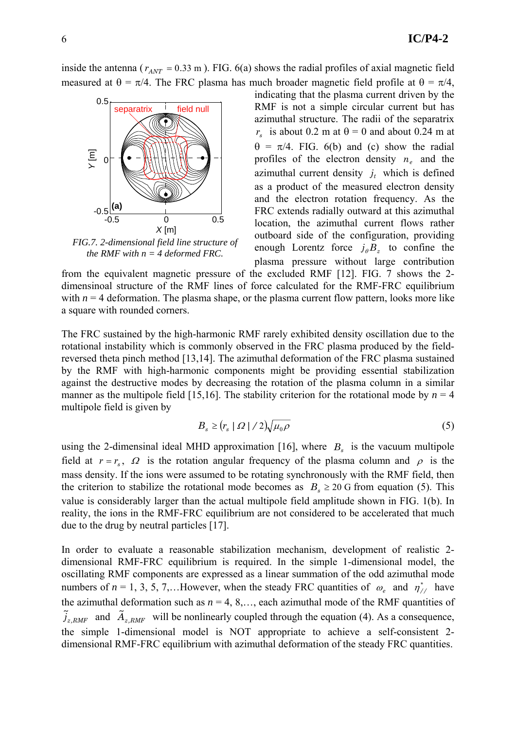inside the antenna ( $r_{ANT} = 0.33$ m ). FIG. 6(a) shows the radial profiles of axial magnetic field measured at θ = π/4. The FRC plasma has much broader magnetic field profile at θ = π/4, indicating that the plasma current driven by the RMF is not a simple circular current but has azimuthal structure. The radii of the separatrix $r_s$ is about 0.2 m at θ = 0 and about 0.24 m at θ = π/4. FIG. 6(b) and (c) show the radial profiles of the electron density $n_e$ and the azimuthal current density $j_t$ which is defined as a product of the measured electron density and the electron rotation frequency. As the FRC extends radially outward at this azimuthal location, the azimuthal current flows rather outboard side of the configuration, providing enough Lorentz force $j_\theta B_z$ to confine the plasma pressure without large contribution from the equivalent magnetic pressure of the excluded RMF [12]. FIG. 7 shows the 2-dimensinoal structure of the RMF lines of force calculated for the RMF-FRC equilibrium with $n = 4$ deformation. The plasma shape, or the plasma current flow pattern, looks more like a square with rounded corners.

*FIG.7. 2-dimensional field line structure of the RMF with n = 4 deformed FRC.*

The FRC sustained by the high-harmonic RMF rarely exhibited density oscillation due to the rotational instability which is commonly observed in the FRC plasma produced by the field-reversed theta pinch method [13,14]. The azimuthal deformation of the FRC plasma sustained by the RMF with high-harmonic components might be providing essential stabilization against the destructive modes by decreasing the rotation of the plasma column in a similar manner as the multipole field [15,16]. The stability criterion for the rotational mode by $n = 4$ multipole field is given by

$$B_s \geq (r_s\,|\,\Omega\,|\,/\,2)\sqrt{\mu_0 \rho} \tag{5}$$

using the 2-dimensinal ideal MHD approximation [16], where $B_s$ is the vacuum multipole field at $r = r_s$, $\Omega$ is the rotation angular frequency of the plasma column and $\rho$ is the mass density. If the ions were assumed to be rotating synchronously with the RMF field, then the criterion to stabilize the rotational mode becomes as $B_s \geq 20$ G from equation (5). This value is considerably larger than the actual multipole field amplitude shown in FIG. 1(b). In reality, the ions in the RMF-FRC equilibrium are not considered to be accelerated that much due to the drug by neutral particles [17].

In order to evaluate a reasonable stabilization mechanism, development of realistic 2-dimensional RMF-FRC equilibrium is required. In the simple 1-dimensional model, the oscillating RMF components are expressed as a linear summation of the odd azimuthal mode numbers of $n = 1, 3, 5, 7,\ldots$However, when the steady FRC quantities of $\omega_e$ and $\eta^*_{//}$ have the azimuthal deformation such as $n = 4, 8,\ldots$, each azimuthal mode of the RMF quantities of $\tilde{j}_{z,RMF}$ and $\tilde{A}_{z,RMF}$ will be nonlinearly coupled through the equation (4). As a consequence, the simple 1-dimensional model is NOT appropriate to achieve a self-consistent 2-dimensional RMF-FRC equilibrium with azimuthal deformation of the steady FRC quantities.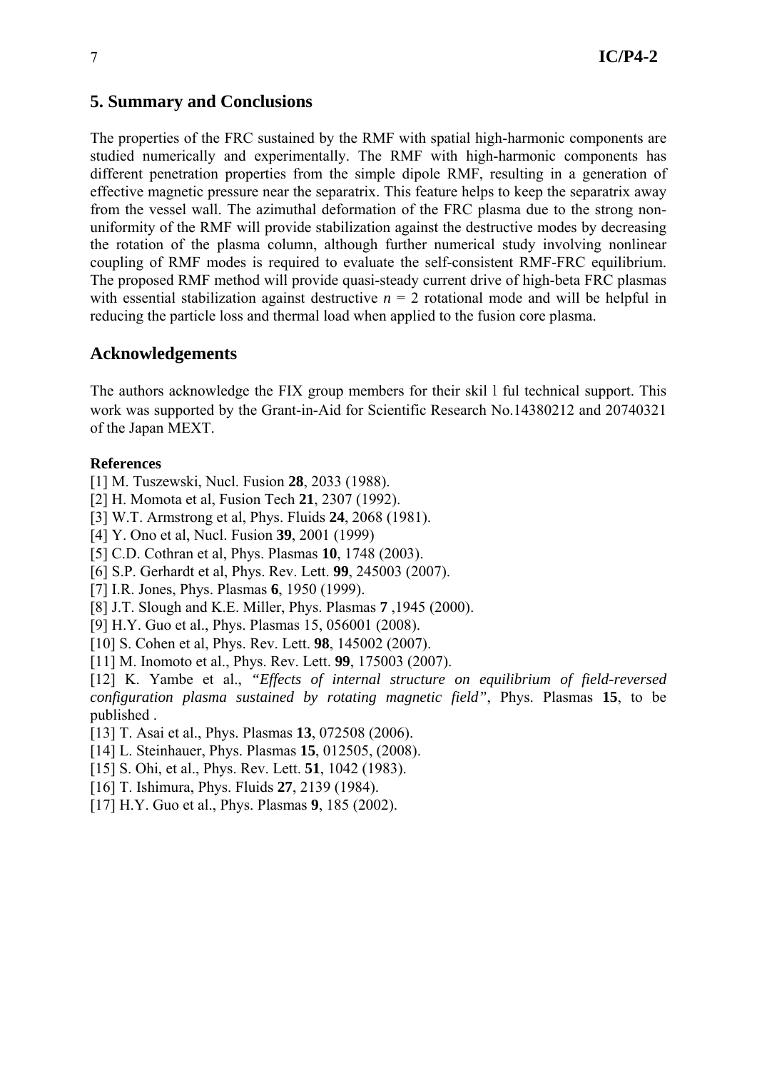## 5. Summary and Conclusions

The properties of the FRC sustained by the RMF with spatial high-harmonic components are studied numerically and experimentally. The RMF with high-harmonic components has different penetration properties from the simple dipole RMF, resulting in a generation of effective magnetic pressure near the separatrix. This feature helps to keep the separatrix away from the vessel wall. The azimuthal deformation of the FRC plasma due to the strong non-uniformity of the RMF will provide stabilization against the destructive modes by decreasing the rotation of the plasma column, although further numerical study involving nonlinear coupling of RMF modes is required to evaluate the self-consistent RMF-FRC equilibrium. The proposed RMF method will provide quasi-steady current drive of high-beta FRC plasmas with essential stabilization against destructive $n = 2$ rotational mode and will be helpful in reducing the particle loss and thermal load when applied to the fusion core plasma.

## Acknowledgements

The authors acknowledge the FIX group members for their skil l ful technical support. This work was supported by the Grant-in-Aid for Scientific Research No.14380212 and 20740321 of the Japan MEXT.

**References**

[1] M. Tuszewski, Nucl. Fusion **28**, 2033 (1988).
[2] H. Momota et al, Fusion Tech **21**, 2307 (1992).
[3] W.T. Armstrong et al, Phys. Fluids **24**, 2068 (1981).
[4] Y. Ono et al, Nucl. Fusion **39**, 2001 (1999)
[5] C.D. Cothran et al, Phys. Plasmas **10**, 1748 (2003).
[6] S.P. Gerhardt et al, Phys. Rev. Lett. **99**, 245003 (2007).
[7] I.R. Jones, Phys. Plasmas **6**, 1950 (1999).
[8] J.T. Slough and K.E. Miller, Phys. Plasmas **7** ,1945 (2000).
[9] H.Y. Guo et al., Phys. Plasmas 15, 056001 (2008).
[10] S. Cohen et al, Phys. Rev. Lett. **98**, 145002 (2007).
[11] M. Inomoto et al., Phys. Rev. Lett. **99**, 175003 (2007).
[12] K. Yambe et al., *"Effects of internal structure on equilibrium of field-reversed configuration plasma sustained by rotating magnetic field"*, Phys. Plasmas **15**, to be published .
[13] T. Asai et al., Phys. Plasmas **13**, 072508 (2006).
[14] L. Steinhauer, Phys. Plasmas **15**, 012505, (2008).
[15] S. Ohi, et al., Phys. Rev. Lett. **51**, 1042 (1983).
[16] T. Ishimura, Phys. Fluids **27**, 2139 (1984).
[17] H.Y. Guo et al., Phys. Plasmas **9**, 185 (2002).